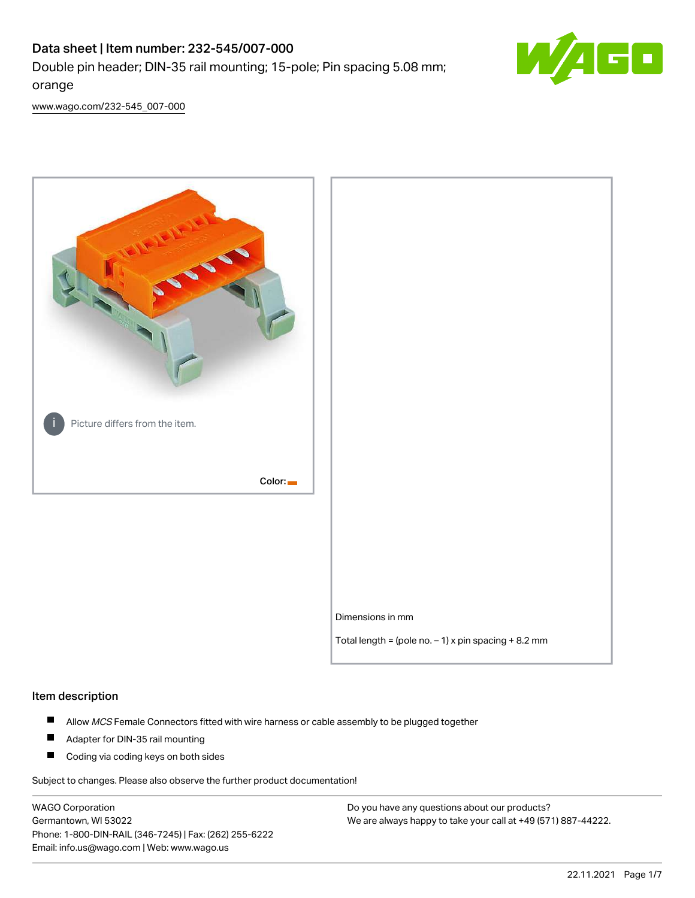# Data sheet | Item number: 232-545/007-000

Double pin header; DIN-35 rail mounting; 15-pole; Pin spacing 5.08 mm; orange

www.wago.com/232-545_007-000

Picture differs from the item.

Color:

Dimensions in mm

Total length = (pole no. – 1) x pin spacing + 8.2 mm

## Item description

- Allow *MCS* Female Connectors fitted with wire harness or cable assembly to be plugged together
- Adapter for DIN-35 rail mounting
- Coding via coding keys on both sides

Subject to changes. Please also observe the further product documentation!

WAGO Corporation
Germantown, WI 53022
Phone: 1-800-DIN-RAIL (346-7245) | Fax: (262) 255-6222
Email: info.us@wago.com | Web: www.wago.us

Do you have any questions about our products?
We are always happy to take your call at +49 (571) 887-44222.

22.11.2021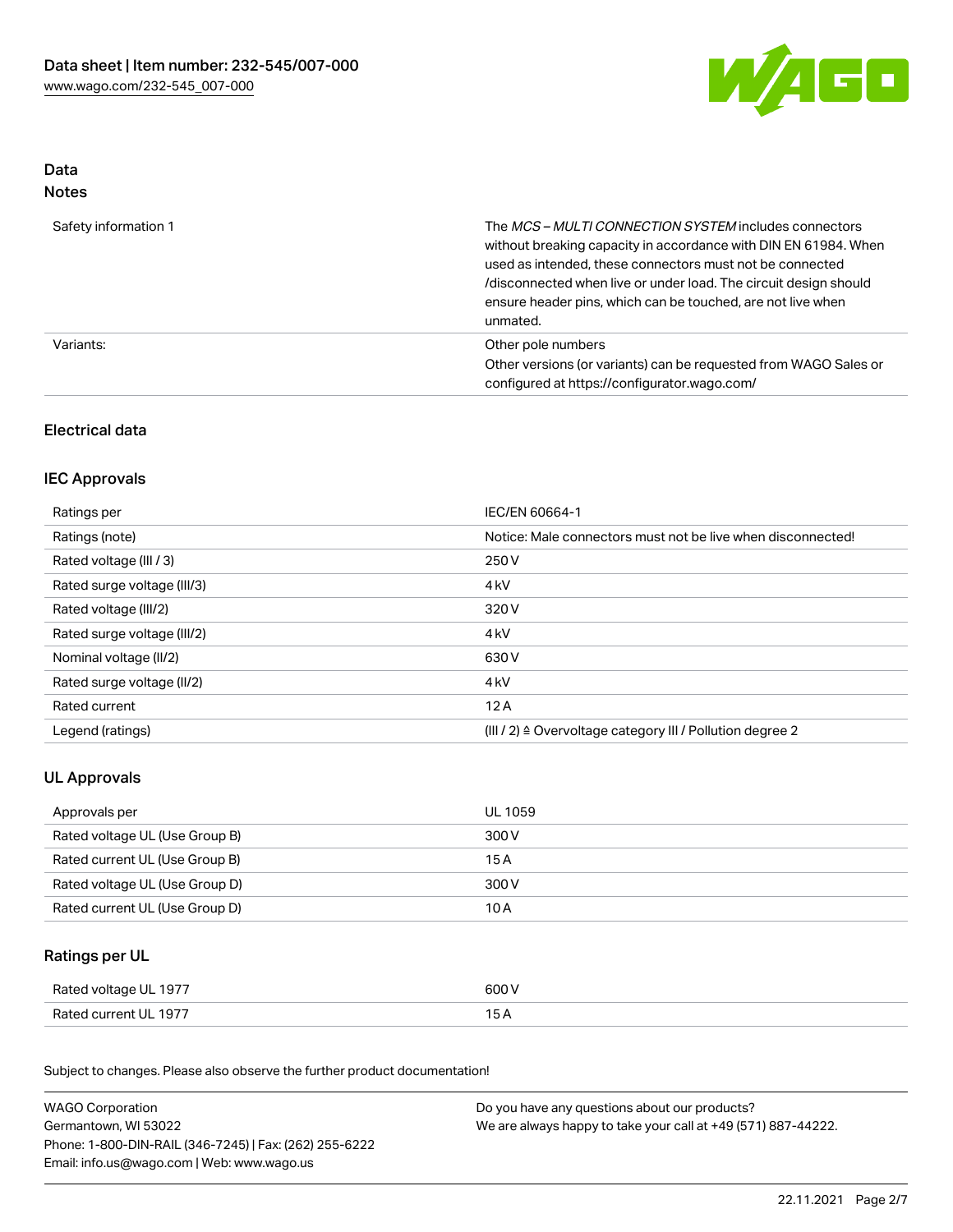## Data

### Notes

| | |
|---|---|
| Safety information 1 | The *MCS – MULTI CONNECTION SYSTEM* includes connectors without breaking capacity in accordance with DIN EN 61984. When used as intended, these connectors must not be connected /disconnected when live or under load. The circuit design should ensure header pins, which can be touched, are not live when unmated. |
| Variants: | Other pole numbers<br>Other versions (or variants) can be requested from WAGO Sales or configured at https://configurator.wago.com/ |

## Electrical data

### IEC Approvals

| | |
|---|---|
| Ratings per | IEC/EN 60664-1 |
| Ratings (note) | Notice: Male connectors must not be live when disconnected! |
| Rated voltage (III / 3) | 250 V |
| Rated surge voltage (III/3) | 4 kV |
| Rated voltage (III/2) | 320 V |
| Rated surge voltage (III/2) | 4 kV |
| Nominal voltage (II/2) | 630 V |
| Rated surge voltage (II/2) | 4 kV |
| Rated current | 12 A |
| Legend (ratings) | (III / 2) ≙ Overvoltage category III / Pollution degree 2 |

### UL Approvals

| | |
|---|---|
| Approvals per | UL 1059 |
| Rated voltage UL (Use Group B) | 300 V |
| Rated current UL (Use Group B) | 15 A |
| Rated voltage UL (Use Group D) | 300 V |
| Rated current UL (Use Group D) | 10 A |

### Ratings per UL

| | |
|---|---|
| Rated voltage UL 1977 | 600 V |
| Rated current UL 1977 | 15 A |

Subject to changes. Please also observe the further product documentation!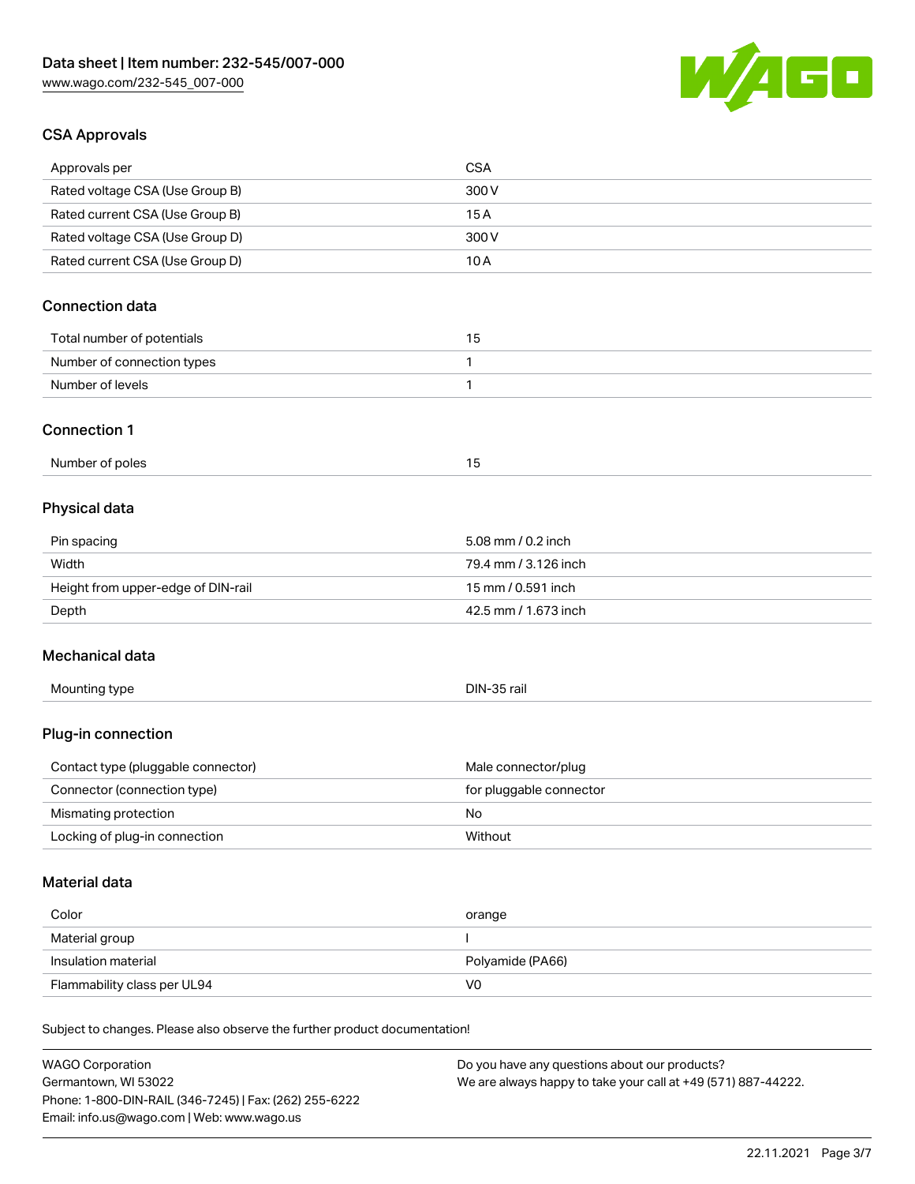## CSA Approvals

| | |
|---|---|
| Approvals per | CSA |
| Rated voltage CSA (Use Group B) | 300 V |
| Rated current CSA (Use Group B) | 15 A |
| Rated voltage CSA (Use Group D) | 300 V |
| Rated current CSA (Use Group D) | 10 A |

## Connection data

| | |
|---|---|
| Total number of potentials | 15 |
| Number of connection types | 1 |
| Number of levels | 1 |

## Connection 1

| | |
|---|---|
| Number of poles | 15 |

## Physical data

| | |
|---|---|
| Pin spacing | 5.08 mm / 0.2 inch |
| Width | 79.4 mm / 3.126 inch |
| Height from upper-edge of DIN-rail | 15 mm / 0.591 inch |
| Depth | 42.5 mm / 1.673 inch |

## Mechanical data

| | |
|---|---|
| Mounting type | DIN-35 rail |

## Plug-in connection

| | |
|---|---|
| Contact type (pluggable connector) | Male connector/plug |
| Connector (connection type) | for pluggable connector |
| Mismating protection | No |
| Locking of plug-in connection | Without |

## Material data

| | |
|---|---|
| Color | orange |
| Material group | I |
| Insulation material | Polyamide (PA66) |
| Flammability class per UL94 | V0 |

Subject to changes. Please also observe the further product documentation!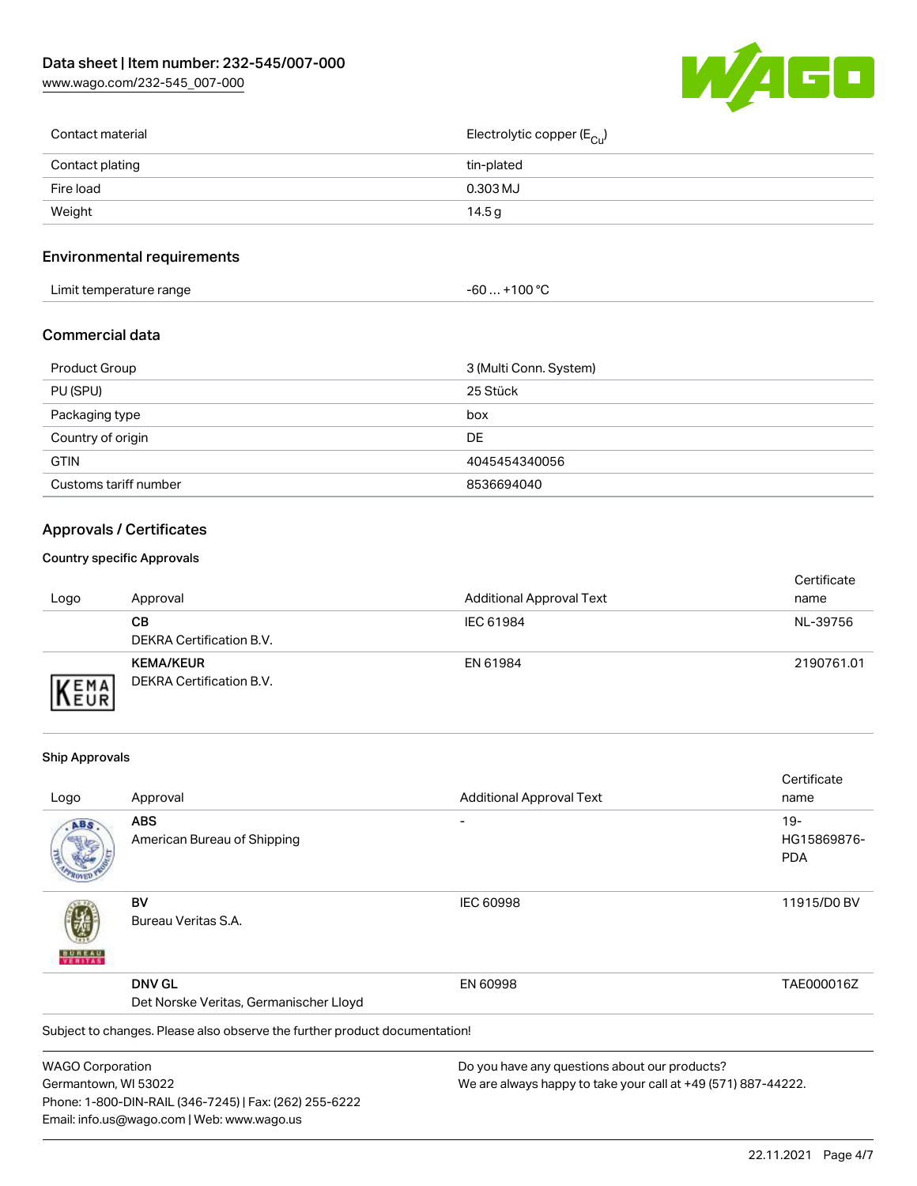| | |
|---|---|
| Contact material | Electrolytic copper ($E_{Cu}$) |
| Contact plating | tin-plated |
| Fire load | 0.303 MJ |
| Weight | 14.5 g |

## Environmental requirements

| | |
|---|---|
| Limit temperature range | -60 … +100 °C |

## Commercial data

| | |
|---|---|
| Product Group | 3 (Multi Conn. System) |
| PU (SPU) | 25 Stück |
| Packaging type | box |
| Country of origin | DE |
| GTIN | 4045454340056 |
| Customs tariff number | 8536694040 |

## Approvals / Certificates

### Country specific Approvals

| Logo | Approval | Additional Approval Text | Certificate name |
|---|---|---|---|
| | **CB**<br>DEKRA Certification B.V. | IEC 61984 | NL-39756 |
| | **KEMA/KEUR**<br>DEKRA Certification B.V. | EN 61984 | 2190761.01 |

### Ship Approvals

| Logo | Approval | Additional Approval Text | Certificate name |
|---|---|---|---|
| | **ABS**<br>American Bureau of Shipping | - | 19-HG15869876-PDA |
| | **BV**<br>Bureau Veritas S.A. | IEC 60998 | 11915/D0 BV |
| | **DNV GL**<br>Det Norske Veritas, Germanischer Lloyd | EN 60998 | TAE000016Z |

Subject to changes. Please also observe the further product documentation!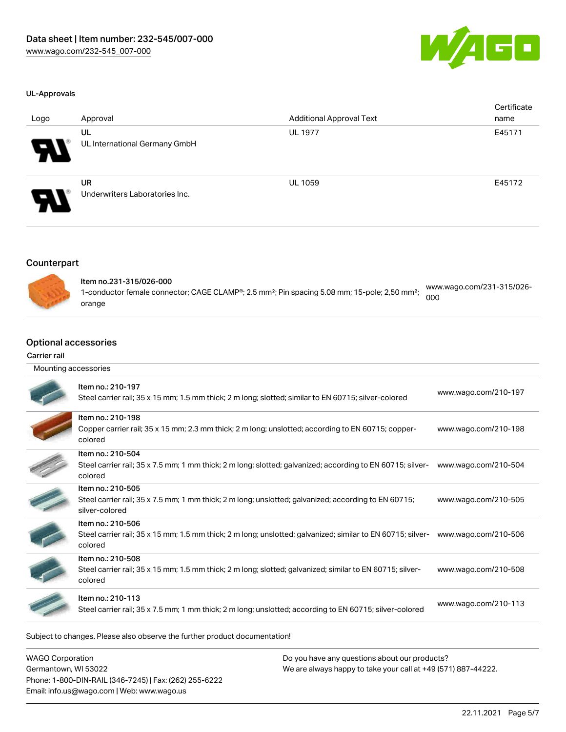#### UL-Approvals

| Logo | Approval | Additional Approval Text | Certificate name |
| --- | --- | --- | --- |
| | UL<br>UL International Germany GmbH | UL 1977 | E45171 |
| | UR<br>Underwriters Laboratories Inc. | UL 1059 | E45172 |

## Counterpart

| | |
| --- | --- |
| **Item no.231-315/026-000**<br>1-conductor female connector; CAGE CLAMP®; 2.5 mm²; Pin spacing 5.08 mm; 15-pole; 2,50 mm²; orange | www.wago.com/231-315/026-000 |

## Optional accessories

### Carrier rail

| Mounting accessories | |
| --- | --- |
| Item no.: 210-197<br>Steel carrier rail; 35 x 15 mm; 1.5 mm thick; 2 m long; slotted; similar to EN 60715; silver-colored | www.wago.com/210-197 |
| Item no.: 210-198<br>Copper carrier rail; 35 x 15 mm; 2.3 mm thick; 2 m long; unslotted; according to EN 60715; copper-colored | www.wago.com/210-198 |
| Item no.: 210-504<br>Steel carrier rail; 35 x 7.5 mm; 1 mm thick; 2 m long; slotted; galvanized; according to EN 60715; silver-colored | www.wago.com/210-504 |
| Item no.: 210-505<br>Steel carrier rail; 35 x 7.5 mm; 1 mm thick; 2 m long; unslotted; galvanized; according to EN 60715; silver-colored | www.wago.com/210-505 |
| Item no.: 210-506<br>Steel carrier rail; 35 x 15 mm; 1.5 mm thick; 2 m long; unslotted; galvanized; similar to EN 60715; silver-colored | www.wago.com/210-506 |
| Item no.: 210-508<br>Steel carrier rail; 35 x 15 mm; 1.5 mm thick; 2 m long; slotted; galvanized; similar to EN 60715; silver-colored | www.wago.com/210-508 |
| Item no.: 210-113<br>Steel carrier rail; 35 x 7.5 mm; 1 mm thick; 2 m long; unslotted; according to EN 60715; silver-colored | www.wago.com/210-113 |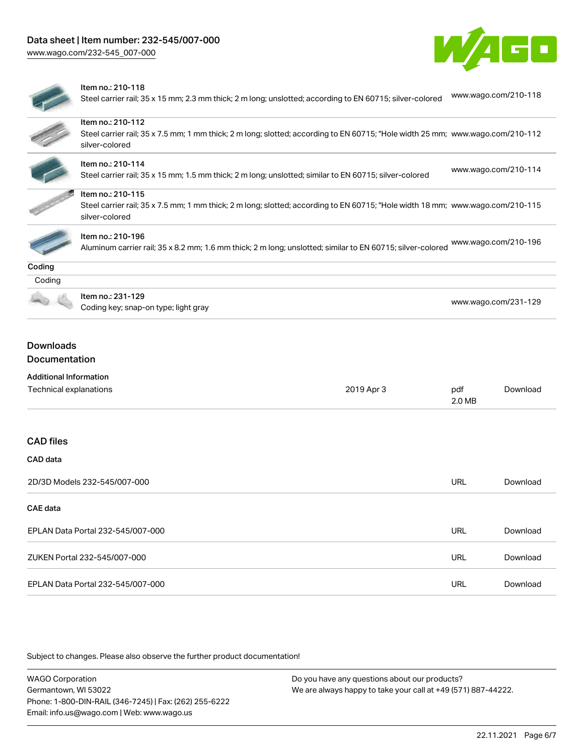| | | |
|---|---|---|
| | Item no.: 210-118<br>Steel carrier rail; 35 x 15 mm; 2.3 mm thick; 2 m long; unslotted; according to EN 60715; silver-colored | www.wago.com/210-118 |
| | Item no.: 210-112<br>Steel carrier rail; 35 x 7.5 mm; 1 mm thick; 2 m long; slotted; according to EN 60715; "Hole width 25 mm; silver-colored | www.wago.com/210-112 |
| | Item no.: 210-114<br>Steel carrier rail; 35 x 15 mm; 1.5 mm thick; 2 m long; unslotted; similar to EN 60715; silver-colored | www.wago.com/210-114 |
| | Item no.: 210-115<br>Steel carrier rail; 35 x 7.5 mm; 1 mm thick; 2 m long; slotted; according to EN 60715; "Hole width 18 mm; silver-colored | www.wago.com/210-115 |
| | Item no.: 210-196<br>Aluminum carrier rail; 35 x 8.2 mm; 1.6 mm thick; 2 m long; unslotted; similar to EN 60715; silver-colored | www.wago.com/210-196 |

**Coding**

Coding

| | | |
|---|---|---|
| | Item no.: 231-129<br>Coding key; snap-on type; light gray | www.wago.com/231-129 |

## Downloads

### Documentation

**Additional Information**

| | | | |
|---|---|---|---|
| Technical explanations | 2019 Apr 3 | pdf<br>2.0 MB | Download |

### CAD files

**CAD data**

| | | |
|---|---|---|
| 2D/3D Models 232-545/007-000 | URL | Download |

**CAE data**

| | | |
|---|---|---|
| EPLAN Data Portal 232-545/007-000 | URL | Download |
| ZUKEN Portal 232-545/007-000 | URL | Download |
| EPLAN Data Portal 232-545/007-000 | URL | Download |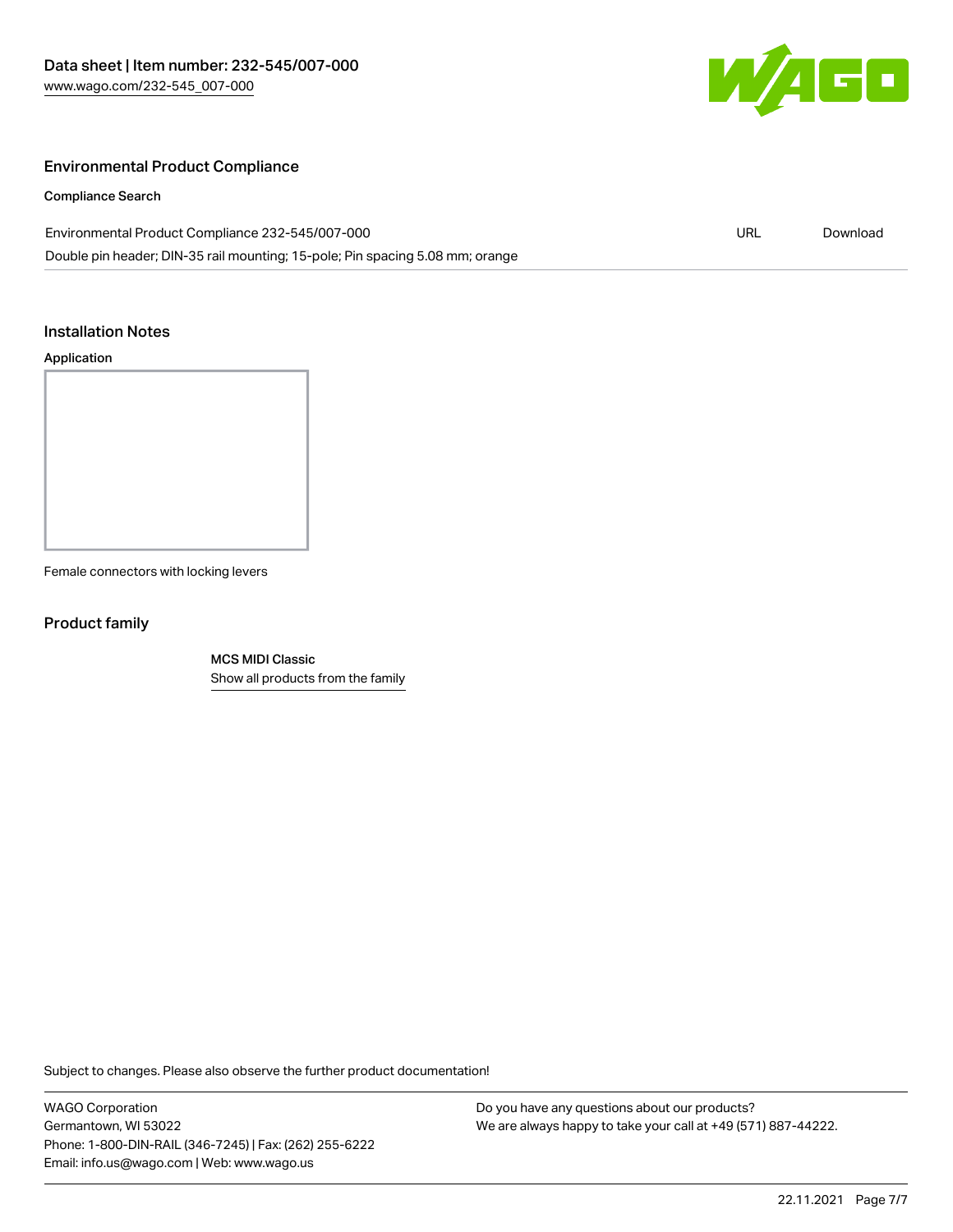## Environmental Product Compliance

### Compliance Search

| | | |
|---|---|---|
| Environmental Product Compliance 232-545/007-000<br>Double pin header; DIN-35 rail mounting; 15-pole; Pin spacing 5.08 mm; orange | URL | Download |

## Installation Notes

### Application

Female connectors with locking levers

## Product family

MCS MIDI Classic
Show all products from the family

Subject to changes. Please also observe the further product documentation!

WAGO Corporation
Germantown, WI 53022
Phone: 1-800-DIN-RAIL (346-7245) | Fax: (262) 255-6222
Email: info.us@wago.com | Web: www.wago.us

Do you have any questions about our products?
We are always happy to take your call at +49 (571) 887-44222.